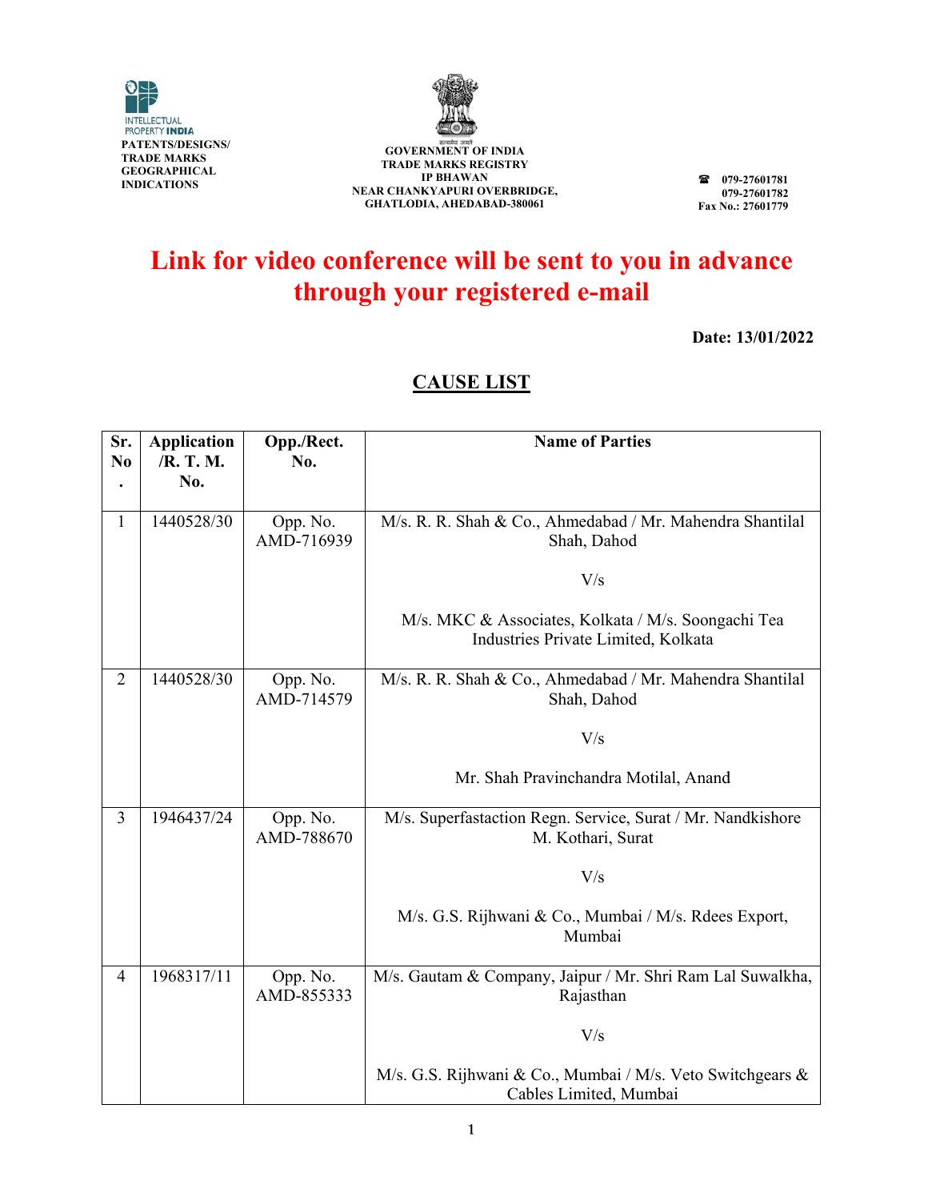INTELLECTUAL PROPERTY INDIA
PATENTS/DESIGNS/ TRADE MARKS GEOGRAPHICAL INDICATIONS

सत्यमेव जयते
GOVERNMENT OF INDIA
TRADE MARKS REGISTRY
IP BHAWAN
NEAR CHANKYAPURI OVERBRIDGE,
GHATLODIA, AHEDABAD-380061

☎ 079-27601781
079-27601782
Fax No.: 27601779

# Link for video conference will be sent to you in advance through your registered e-mail

**Date: 13/01/2022**

## CAUSE LIST

| Sr. No. | Application /R. T. M. No. | Opp./Rect. No. | Name of Parties |
|---|---|---|---|
| 1 | 1440528/30 | Opp. No. AMD-716939 | M/s. R. R. Shah & Co., Ahmedabad / Mr. Mahendra Shantilal Shah, Dahod V/s M/s. MKC & Associates, Kolkata / M/s. Soongachi Tea Industries Private Limited, Kolkata |
| 2 | 1440528/30 | Opp. No. AMD-714579 | M/s. R. R. Shah & Co., Ahmedabad / Mr. Mahendra Shantilal Shah, Dahod V/s Mr. Shah Pravinchandra Motilal, Anand |
| 3 | 1946437/24 | Opp. No. AMD-788670 | M/s. Superfastaction Regn. Service, Surat / Mr. Nandkishore M. Kothari, Surat V/s M/s. G.S. Rijhwani & Co., Mumbai / M/s. Rdees Export, Mumbai |
| 4 | 1968317/11 | Opp. No. AMD-855333 | M/s. Gautam & Company, Jaipur / Mr. Shri Ram Lal Suwalkha, Rajasthan V/s M/s. G.S. Rijhwani & Co., Mumbai / M/s. Veto Switchgears & Cables Limited, Mumbai |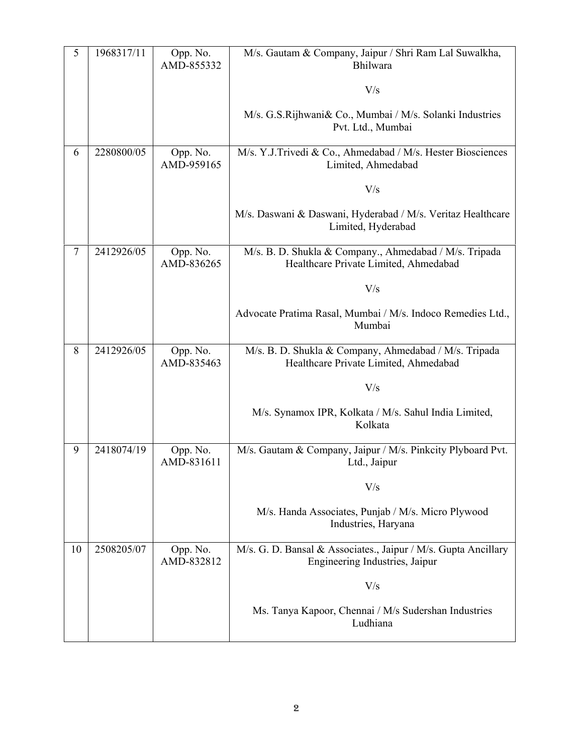| 5 | 1968317/11 | Opp. No. AMD-855332 | M/s. Gautam & Company, Jaipur / Shri Ram Lal Suwalkha, Bhilwara<br><br>V/s<br><br>M/s. G.S.Rijhwani& Co., Mumbai / M/s. Solanki Industries Pvt. Ltd., Mumbai |
|---|---|---|---|
| 6 | 2280800/05 | Opp. No. AMD-959165 | M/s. Y.J.Trivedi & Co., Ahmedabad / M/s. Hester Biosciences Limited, Ahmedabad<br><br>V/s<br><br>M/s. Daswani & Daswani, Hyderabad / M/s. Veritaz Healthcare Limited, Hyderabad |
| 7 | 2412926/05 | Opp. No. AMD-836265 | M/s. B. D. Shukla & Company., Ahmedabad / M/s. Tripada Healthcare Private Limited, Ahmedabad<br><br>V/s<br><br>Advocate Pratima Rasal, Mumbai / M/s. Indoco Remedies Ltd., Mumbai |
| 8 | 2412926/05 | Opp. No. AMD-835463 | M/s. B. D. Shukla & Company, Ahmedabad / M/s. Tripada Healthcare Private Limited, Ahmedabad<br><br>V/s<br><br>M/s. Synamox IPR, Kolkata / M/s. Sahul India Limited, Kolkata |
| 9 | 2418074/19 | Opp. No. AMD-831611 | M/s. Gautam & Company, Jaipur / M/s. Pinkcity Plyboard Pvt. Ltd., Jaipur<br><br>V/s<br><br>M/s. Handa Associates, Punjab / M/s. Micro Plywood Industries, Haryana |
| 10 | 2508205/07 | Opp. No. AMD-832812 | M/s. G. D. Bansal & Associates., Jaipur / M/s. Gupta Ancillary Engineering Industries, Jaipur<br><br>V/s<br><br>Ms. Tanya Kapoor, Chennai / M/s Sudershan Industries Ludhiana |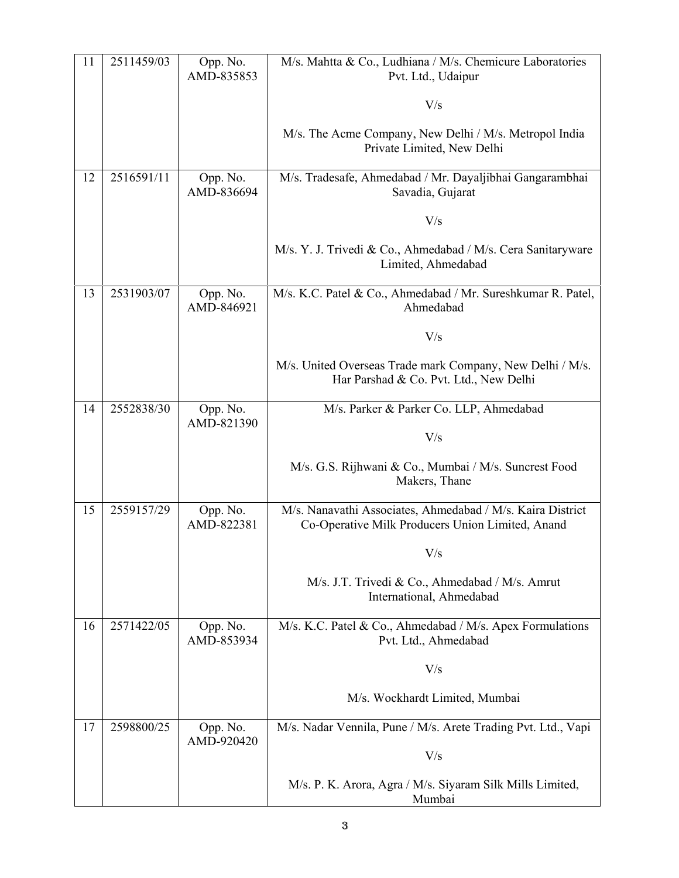| | | | |
|---|---|---|---|
| 11 | 2511459/03 | Opp. No. AMD-835853 | M/s. Mahtta & Co., Ludhiana / M/s. Chemicure Laboratories Pvt. Ltd., Udaipur<br><br>V/s<br><br>M/s. The Acme Company, New Delhi / M/s. Metropol India Private Limited, New Delhi |
| 12 | 2516591/11 | Opp. No. AMD-836694 | M/s. Tradesafe, Ahmedabad / Mr. Dayaljibhai Gangarambhai Savadia, Gujarat<br><br>V/s<br><br>M/s. Y. J. Trivedi & Co., Ahmedabad / M/s. Cera Sanitaryware Limited, Ahmedabad |
| 13 | 2531903/07 | Opp. No. AMD-846921 | M/s. K.C. Patel & Co., Ahmedabad / Mr. Sureshkumar R. Patel, Ahmedabad<br><br>V/s<br><br>M/s. United Overseas Trade mark Company, New Delhi / M/s. Har Parshad & Co. Pvt. Ltd., New Delhi |
| 14 | 2552838/30 | Opp. No. AMD-821390 | M/s. Parker & Parker Co. LLP, Ahmedabad<br><br>V/s<br><br>M/s. G.S. Rijhwani & Co., Mumbai / M/s. Suncrest Food Makers, Thane |
| 15 | 2559157/29 | Opp. No. AMD-822381 | M/s. Nanavathi Associates, Ahmedabad / M/s. Kaira District Co-Operative Milk Producers Union Limited, Anand<br><br>V/s<br><br>M/s. J.T. Trivedi & Co., Ahmedabad / M/s. Amrut International, Ahmedabad |
| 16 | 2571422/05 | Opp. No. AMD-853934 | M/s. K.C. Patel & Co., Ahmedabad / M/s. Apex Formulations Pvt. Ltd., Ahmedabad<br><br>V/s<br><br>M/s. Wockhardt Limited, Mumbai |
| 17 | 2598800/25 | Opp. No. AMD-920420 | M/s. Nadar Vennila, Pune / M/s. Arete Trading Pvt. Ltd., Vapi<br><br>V/s<br><br>M/s. P. K. Arora, Agra / M/s. Siyaram Silk Mills Limited, Mumbai |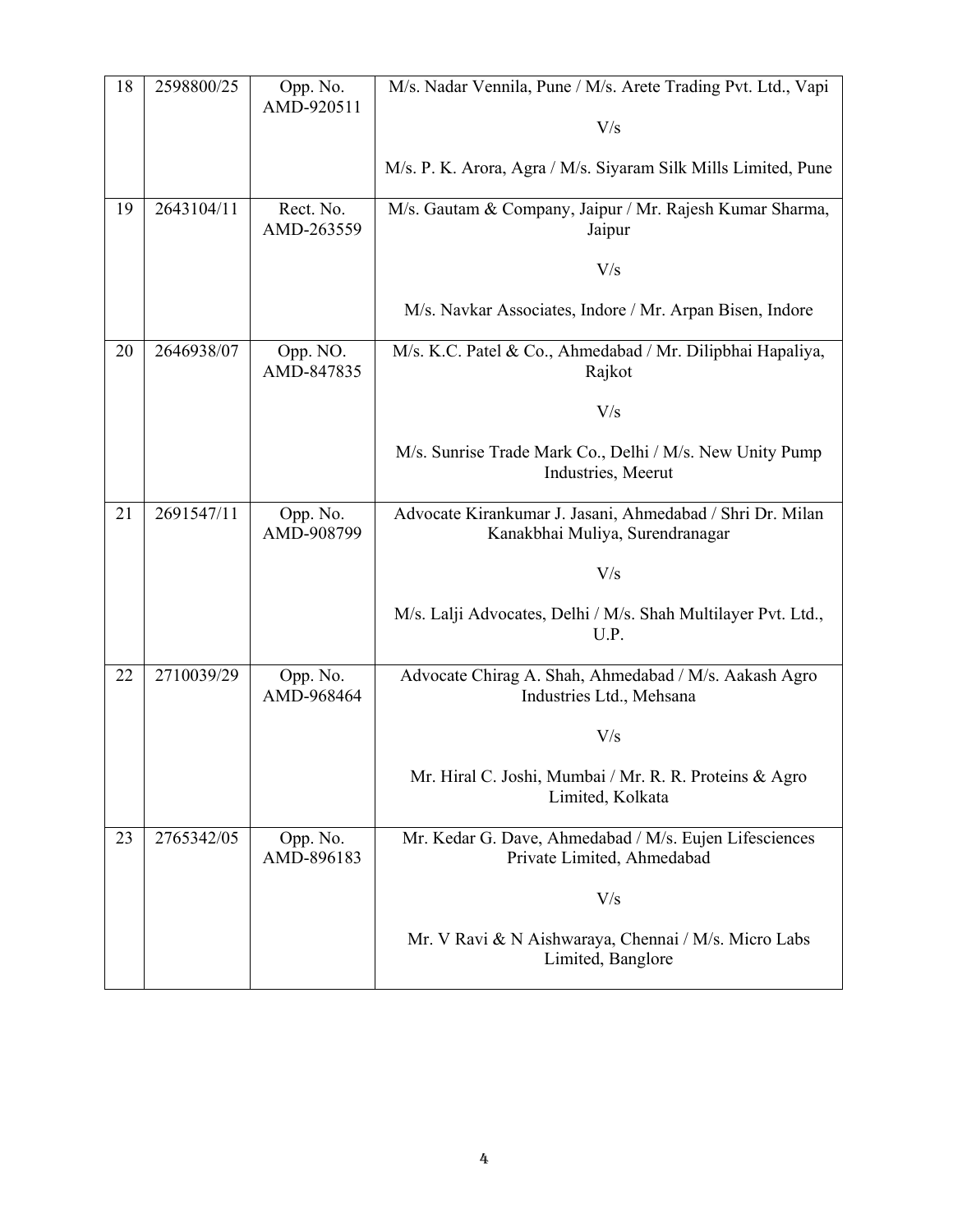| 18 | 2598800/25 | Opp. No. AMD-920511 | M/s. Nadar Vennila, Pune / M/s. Arete Trading Pvt. Ltd., Vapi<br><br>V/s<br><br>M/s. P. K. Arora, Agra / M/s. Siyaram Silk Mills Limited, Pune |
|---|---|---|---|
| 19 | 2643104/11 | Rect. No. AMD-263559 | M/s. Gautam & Company, Jaipur / Mr. Rajesh Kumar Sharma, Jaipur<br><br>V/s<br><br>M/s. Navkar Associates, Indore / Mr. Arpan Bisen, Indore |
| 20 | 2646938/07 | Opp. NO. AMD-847835 | M/s. K.C. Patel & Co., Ahmedabad / Mr. Dilipbhai Hapaliya, Rajkot<br><br>V/s<br><br>M/s. Sunrise Trade Mark Co., Delhi / M/s. New Unity Pump Industries, Meerut |
| 21 | 2691547/11 | Opp. No. AMD-908799 | Advocate Kirankumar J. Jasani, Ahmedabad / Shri Dr. Milan Kanakbhai Muliya, Surendranagar<br><br>V/s<br><br>M/s. Lalji Advocates, Delhi / M/s. Shah Multilayer Pvt. Ltd., U.P. |
| 22 | 2710039/29 | Opp. No. AMD-968464 | Advocate Chirag A. Shah, Ahmedabad / M/s. Aakash Agro Industries Ltd., Mehsana<br><br>V/s<br><br>Mr. Hiral C. Joshi, Mumbai / Mr. R. R. Proteins & Agro Limited, Kolkata |
| 23 | 2765342/05 | Opp. No. AMD-896183 | Mr. Kedar G. Dave, Ahmedabad / M/s. Eujen Lifesciences Private Limited, Ahmedabad<br><br>V/s<br><br>Mr. V Ravi & N Aishwaraya, Chennai / M/s. Micro Labs Limited, Banglore |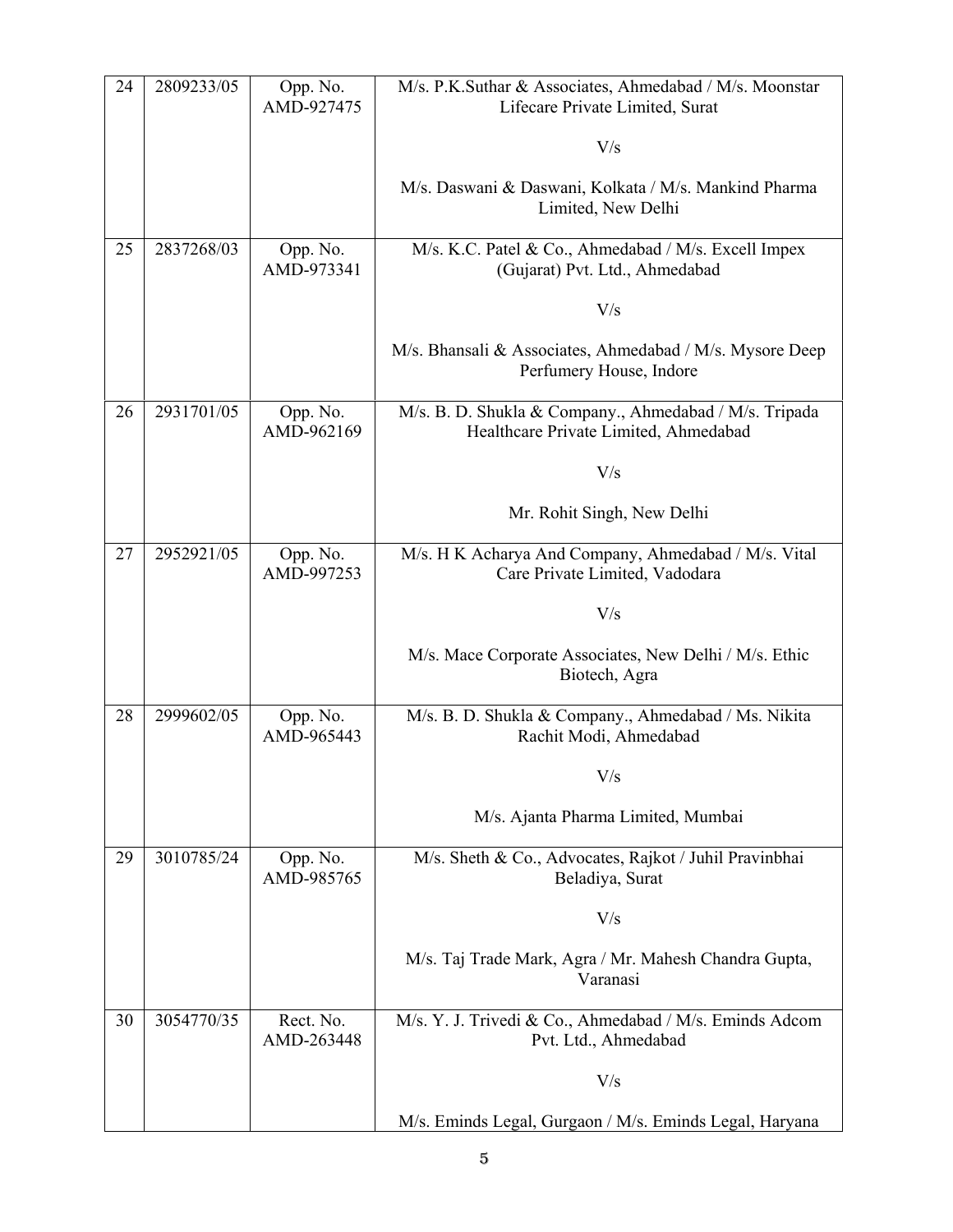| 24 | 2809233/05 | Opp. No. AMD-927475 | M/s. P.K.Suthar & Associates, Ahmedabad / M/s. Moonstar Lifecare Private Limited, Surat<br><br>V/s<br><br>M/s. Daswani & Daswani, Kolkata / M/s. Mankind Pharma Limited, New Delhi |
|---|---|---|---|
| 25 | 2837268/03 | Opp. No. AMD-973341 | M/s. K.C. Patel & Co., Ahmedabad / M/s. Excell Impex (Gujarat) Pvt. Ltd., Ahmedabad<br><br>V/s<br><br>M/s. Bhansali & Associates, Ahmedabad / M/s. Mysore Deep Perfumery House, Indore |
| 26 | 2931701/05 | Opp. No. AMD-962169 | M/s. B. D. Shukla & Company., Ahmedabad / M/s. Tripada Healthcare Private Limited, Ahmedabad<br><br>V/s<br><br>Mr. Rohit Singh, New Delhi |
| 27 | 2952921/05 | Opp. No. AMD-997253 | M/s. H K Acharya And Company, Ahmedabad / M/s. Vital Care Private Limited, Vadodara<br><br>V/s<br><br>M/s. Mace Corporate Associates, New Delhi / M/s. Ethic Biotech, Agra |
| 28 | 2999602/05 | Opp. No. AMD-965443 | M/s. B. D. Shukla & Company., Ahmedabad / Ms. Nikita Rachit Modi, Ahmedabad<br><br>V/s<br><br>M/s. Ajanta Pharma Limited, Mumbai |
| 29 | 3010785/24 | Opp. No. AMD-985765 | M/s. Sheth & Co., Advocates, Rajkot / Juhil Pravinbhai Beladiya, Surat<br><br>V/s<br><br>M/s. Taj Trade Mark, Agra / Mr. Mahesh Chandra Gupta, Varanasi |
| 30 | 3054770/35 | Rect. No. AMD-263448 | M/s. Y. J. Trivedi & Co., Ahmedabad / M/s. Eminds Adcom Pvt. Ltd., Ahmedabad<br><br>V/s<br><br>M/s. Eminds Legal, Gurgaon / M/s. Eminds Legal, Haryana |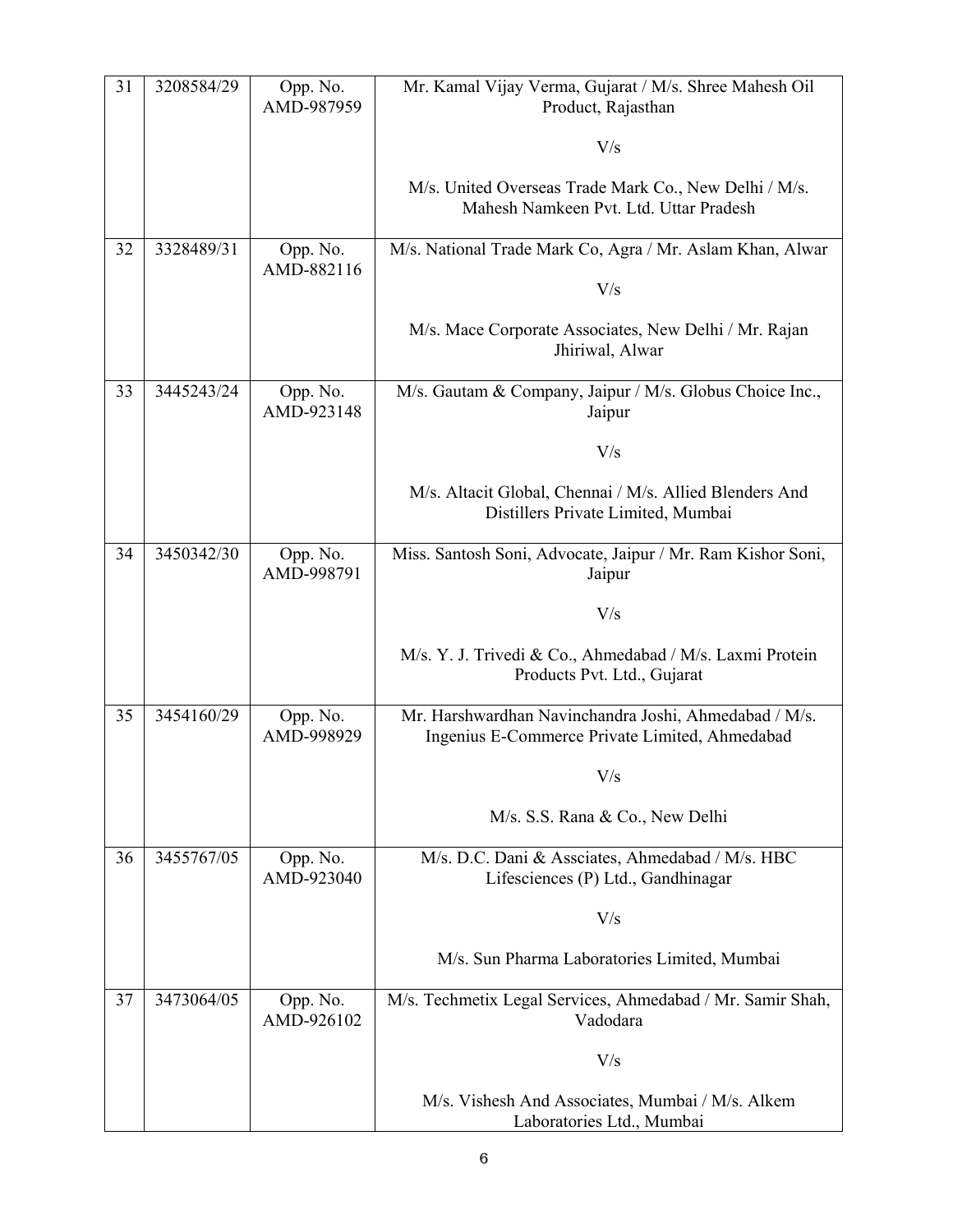| 31 | 3208584/29 | Opp. No. AMD-987959 | Mr. Kamal Vijay Verma, Gujarat / M/s. Shree Mahesh Oil Product, Rajasthan<br><br>V/s<br><br>M/s. United Overseas Trade Mark Co., New Delhi / M/s. Mahesh Namkeen Pvt. Ltd. Uttar Pradesh |
|---|---|---|---|
| 32 | 3328489/31 | Opp. No. AMD-882116 | M/s. National Trade Mark Co, Agra / Mr. Aslam Khan, Alwar<br><br>V/s<br><br>M/s. Mace Corporate Associates, New Delhi / Mr. Rajan Jhiriwal, Alwar |
| 33 | 3445243/24 | Opp. No. AMD-923148 | M/s. Gautam & Company, Jaipur / M/s. Globus Choice Inc., Jaipur<br><br>V/s<br><br>M/s. Altacit Global, Chennai / M/s. Allied Blenders And Distillers Private Limited, Mumbai |
| 34 | 3450342/30 | Opp. No. AMD-998791 | Miss. Santosh Soni, Advocate, Jaipur / Mr. Ram Kishor Soni, Jaipur<br><br>V/s<br><br>M/s. Y. J. Trivedi & Co., Ahmedabad / M/s. Laxmi Protein Products Pvt. Ltd., Gujarat |
| 35 | 3454160/29 | Opp. No. AMD-998929 | Mr. Harshwardhan Navinchandra Joshi, Ahmedabad / M/s. Ingenius E-Commerce Private Limited, Ahmedabad<br><br>V/s<br><br>M/s. S.S. Rana & Co., New Delhi |
| 36 | 3455767/05 | Opp. No. AMD-923040 | M/s. D.C. Dani & Assciates, Ahmedabad / M/s. HBC Lifesciences (P) Ltd., Gandhinagar<br><br>V/s<br><br>M/s. Sun Pharma Laboratories Limited, Mumbai |
| 37 | 3473064/05 | Opp. No. AMD-926102 | M/s. Techmetix Legal Services, Ahmedabad / Mr. Samir Shah, Vadodara<br><br>V/s<br><br>M/s. Vishesh And Associates, Mumbai / M/s. Alkem Laboratories Ltd., Mumbai |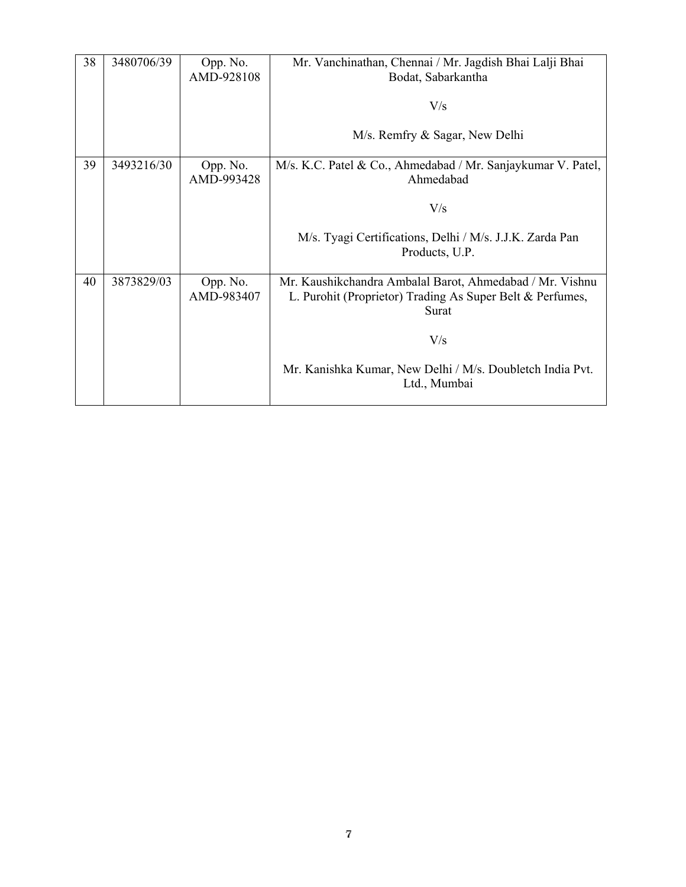| 38 | 3480706/39 | Opp. No. AMD-928108 | Mr. Vanchinathan, Chennai / Mr. Jagdish Bhai Lalji Bhai Bodat, Sabarkantha<br><br>V/s<br><br>M/s. Remfry & Sagar, New Delhi |
|---|---|---|---|
| 39 | 3493216/30 | Opp. No. AMD-993428 | M/s. K.C. Patel & Co., Ahmedabad / Mr. Sanjaykumar V. Patel, Ahmedabad<br><br>V/s<br><br>M/s. Tyagi Certifications, Delhi / M/s. J.J.K. Zarda Pan Products, U.P. |
| 40 | 3873829/03 | Opp. No. AMD-983407 | Mr. Kaushikchandra Ambalal Barot, Ahmedabad / Mr. Vishnu L. Purohit (Proprietor) Trading As Super Belt & Perfumes, Surat<br><br>V/s<br><br>Mr. Kanishka Kumar, New Delhi / M/s. Doubletch India Pvt. Ltd., Mumbai |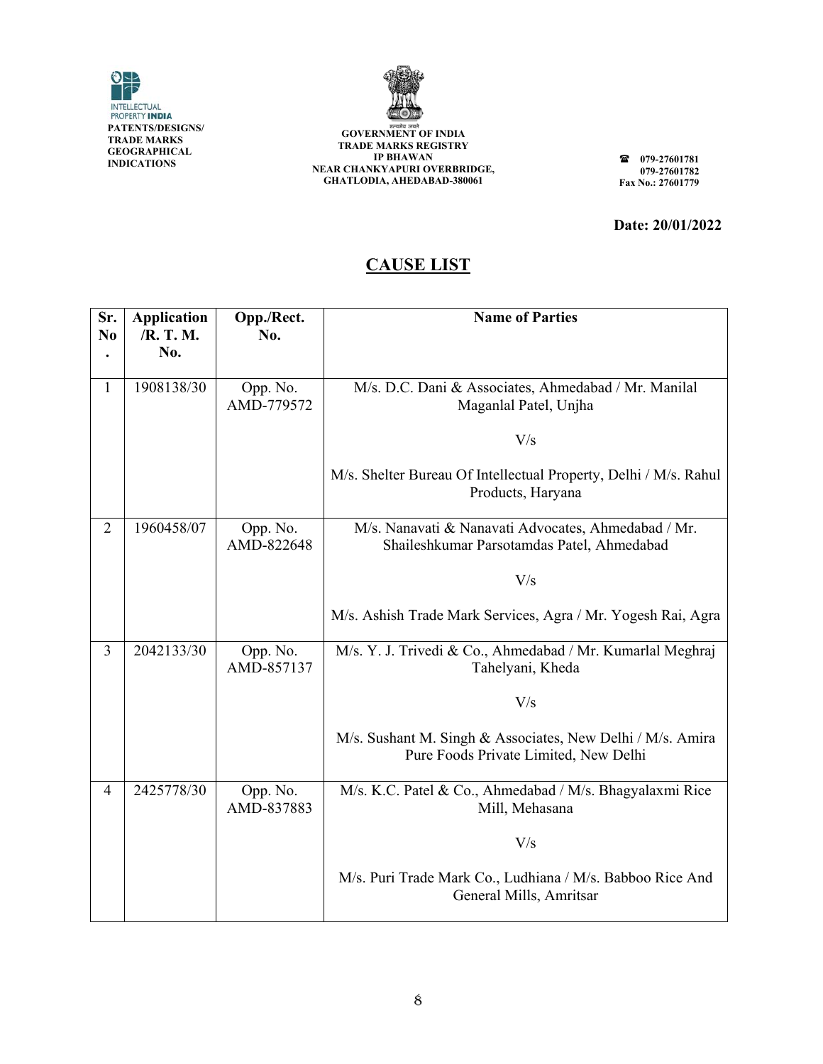INTELLECTUAL PROPERTY INDIA
PATENTS/DESIGNS/ TRADE MARKS GEOGRAPHICAL INDICATIONS

GOVERNMENT OF INDIA
TRADE MARKS REGISTRY
IP BHAWAN
NEAR CHANKYAPURI OVERBRIDGE,
GHATLODIA, AHEDABAD-380061

☎ 079-27601781
079-27601782
Fax No.: 27601779

**Date: 20/01/2022**

## CAUSE LIST

| Sr. No. | Application /R. T. M. No. | Opp./Rect. No. | Name of Parties |
|---|---|---|---|
| 1 | 1908138/30 | Opp. No. AMD-779572 | M/s. D.C. Dani & Associates, Ahmedabad / Mr. Manilal Maganlal Patel, Unjha<br><br>V/s<br><br>M/s. Shelter Bureau Of Intellectual Property, Delhi / M/s. Rahul Products, Haryana |
| 2 | 1960458/07 | Opp. No. AMD-822648 | M/s. Nanavati & Nanavati Advocates, Ahmedabad / Mr. Shaileshkumar Parsotamdas Patel, Ahmedabad<br><br>V/s<br><br>M/s. Ashish Trade Mark Services, Agra / Mr. Yogesh Rai, Agra |
| 3 | 2042133/30 | Opp. No. AMD-857137 | M/s. Y. J. Trivedi & Co., Ahmedabad / Mr. Kumarlal Meghraj Tahelyani, Kheda<br><br>V/s<br><br>M/s. Sushant M. Singh & Associates, New Delhi / M/s. Amira Pure Foods Private Limited, New Delhi |
| 4 | 2425778/30 | Opp. No. AMD-837883 | M/s. K.C. Patel & Co., Ahmedabad / M/s. Bhagyalaxmi Rice Mill, Mehasana<br><br>V/s<br><br>M/s. Puri Trade Mark Co., Ludhiana / M/s. Babboo Rice And General Mills, Amritsar |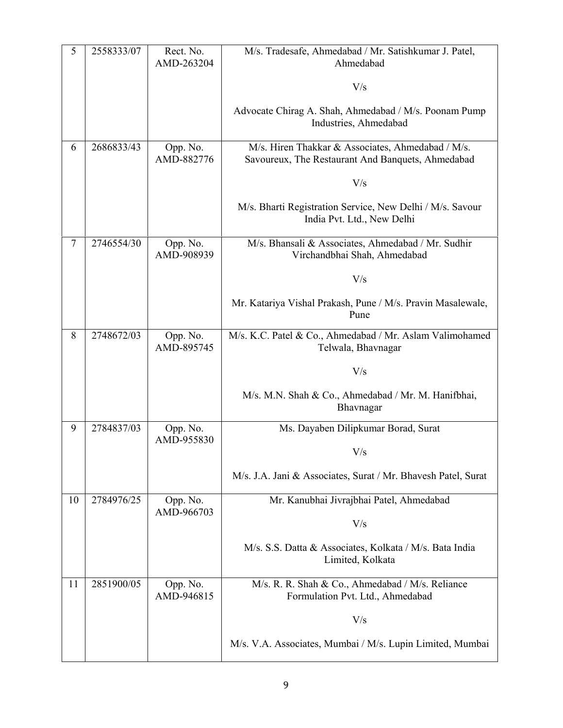| | | | |
|---|---|---|---|
| 5 | 2558333/07 | Rect. No. AMD-263204 | M/s. Tradesafe, Ahmedabad / Mr. Satishkumar J. Patel, Ahmedabad<br><br>V/s<br><br>Advocate Chirag A. Shah, Ahmedabad / M/s. Poonam Pump Industries, Ahmedabad |
| 6 | 2686833/43 | Opp. No. AMD-882776 | M/s. Hiren Thakkar & Associates, Ahmedabad / M/s. Savoureux, The Restaurant And Banquets, Ahmedabad<br><br>V/s<br><br>M/s. Bharti Registration Service, New Delhi / M/s. Savour India Pvt. Ltd., New Delhi |
| 7 | 2746554/30 | Opp. No. AMD-908939 | M/s. Bhansali & Associates, Ahmedabad / Mr. Sudhir Virchandbhai Shah, Ahmedabad<br><br>V/s<br><br>Mr. Katariya Vishal Prakash, Pune / M/s. Pravin Masalewale, Pune |
| 8 | 2748672/03 | Opp. No. AMD-895745 | M/s. K.C. Patel & Co., Ahmedabad / Mr. Aslam Valimohamed Telwala, Bhavnagar<br><br>V/s<br><br>M/s. M.N. Shah & Co., Ahmedabad / Mr. M. Hanifbhai, Bhavnagar |
| 9 | 2784837/03 | Opp. No. AMD-955830 | Ms. Dayaben Dilipkumar Borad, Surat<br><br>V/s<br><br>M/s. J.A. Jani & Associates, Surat / Mr. Bhavesh Patel, Surat |
| 10 | 2784976/25 | Opp. No. AMD-966703 | Mr. Kanubhai Jivrajbhai Patel, Ahmedabad<br><br>V/s<br><br>M/s. S.S. Datta & Associates, Kolkata / M/s. Bata India Limited, Kolkata |
| 11 | 2851900/05 | Opp. No. AMD-946815 | M/s. R. R. Shah & Co., Ahmedabad / M/s. Reliance Formulation Pvt. Ltd., Ahmedabad<br><br>V/s<br><br>M/s. V.A. Associates, Mumbai / M/s. Lupin Limited, Mumbai |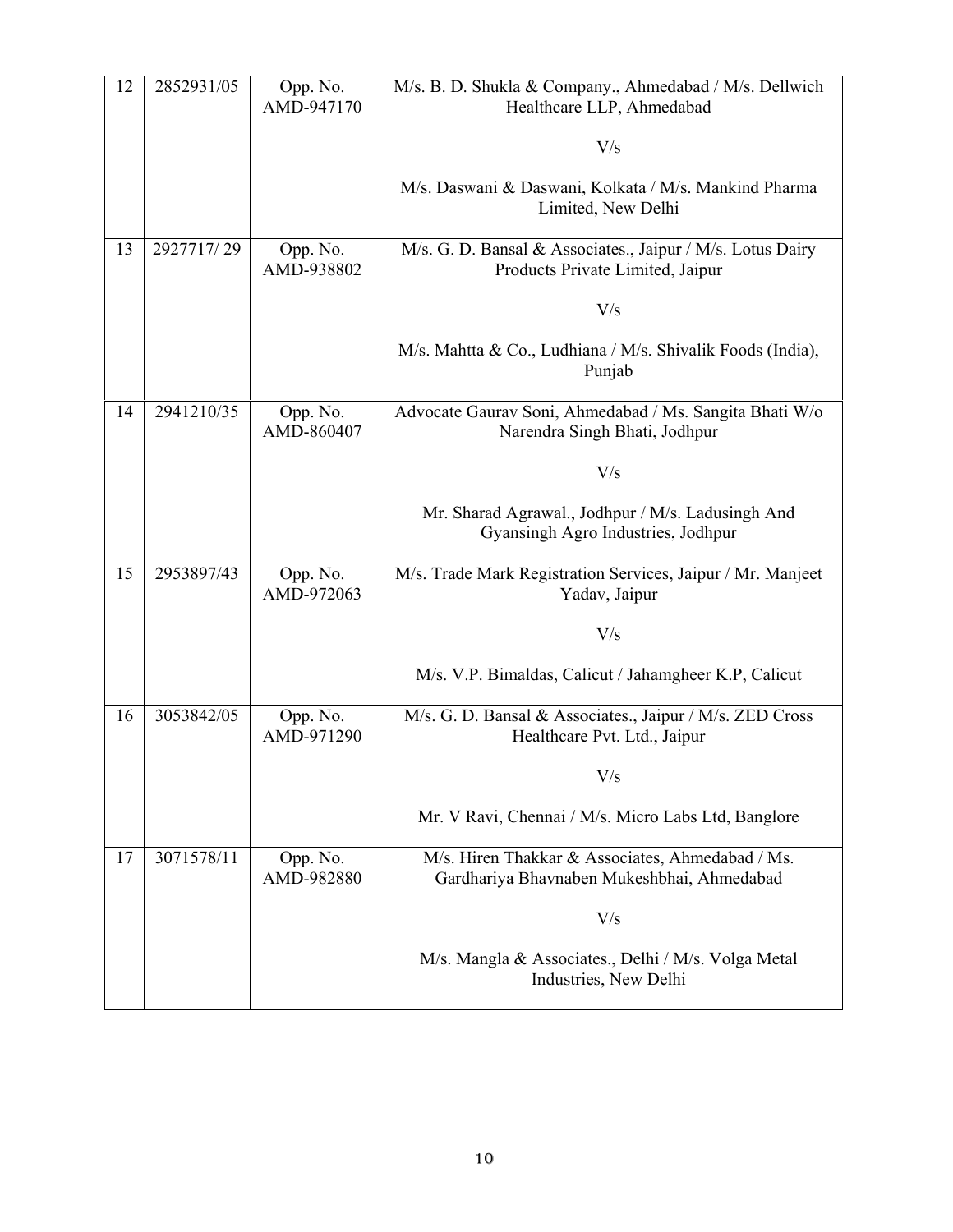| 12 | 2852931/05 | Opp. No. AMD-947170 | M/s. B. D. Shukla & Company., Ahmedabad / M/s. Dellwich Healthcare LLP, Ahmedabad<br><br>V/s<br><br>M/s. Daswani & Daswani, Kolkata / M/s. Mankind Pharma Limited, New Delhi |
|---|---|---|---|
| 13 | 2927717/ 29 | Opp. No. AMD-938802 | M/s. G. D. Bansal & Associates., Jaipur / M/s. Lotus Dairy Products Private Limited, Jaipur<br><br>V/s<br><br>M/s. Mahtta & Co., Ludhiana / M/s. Shivalik Foods (India), Punjab |
| 14 | 2941210/35 | Opp. No. AMD-860407 | Advocate Gaurav Soni, Ahmedabad / Ms. Sangita Bhati W/o Narendra Singh Bhati, Jodhpur<br><br>V/s<br><br>Mr. Sharad Agrawal., Jodhpur / M/s. Ladusingh And Gyansingh Agro Industries, Jodhpur |
| 15 | 2953897/43 | Opp. No. AMD-972063 | M/s. Trade Mark Registration Services, Jaipur / Mr. Manjeet Yadav, Jaipur<br><br>V/s<br><br>M/s. V.P. Bimaldas, Calicut / Jahamgheer K.P, Calicut |
| 16 | 3053842/05 | Opp. No. AMD-971290 | M/s. G. D. Bansal & Associates., Jaipur / M/s. ZED Cross Healthcare Pvt. Ltd., Jaipur<br><br>V/s<br><br>Mr. V Ravi, Chennai / M/s. Micro Labs Ltd, Banglore |
| 17 | 3071578/11 | Opp. No. AMD-982880 | M/s. Hiren Thakkar & Associates, Ahmedabad / Ms. Gardhariya Bhavnaben Mukeshbhai, Ahmedabad<br><br>V/s<br><br>M/s. Mangla & Associates., Delhi / M/s. Volga Metal Industries, New Delhi |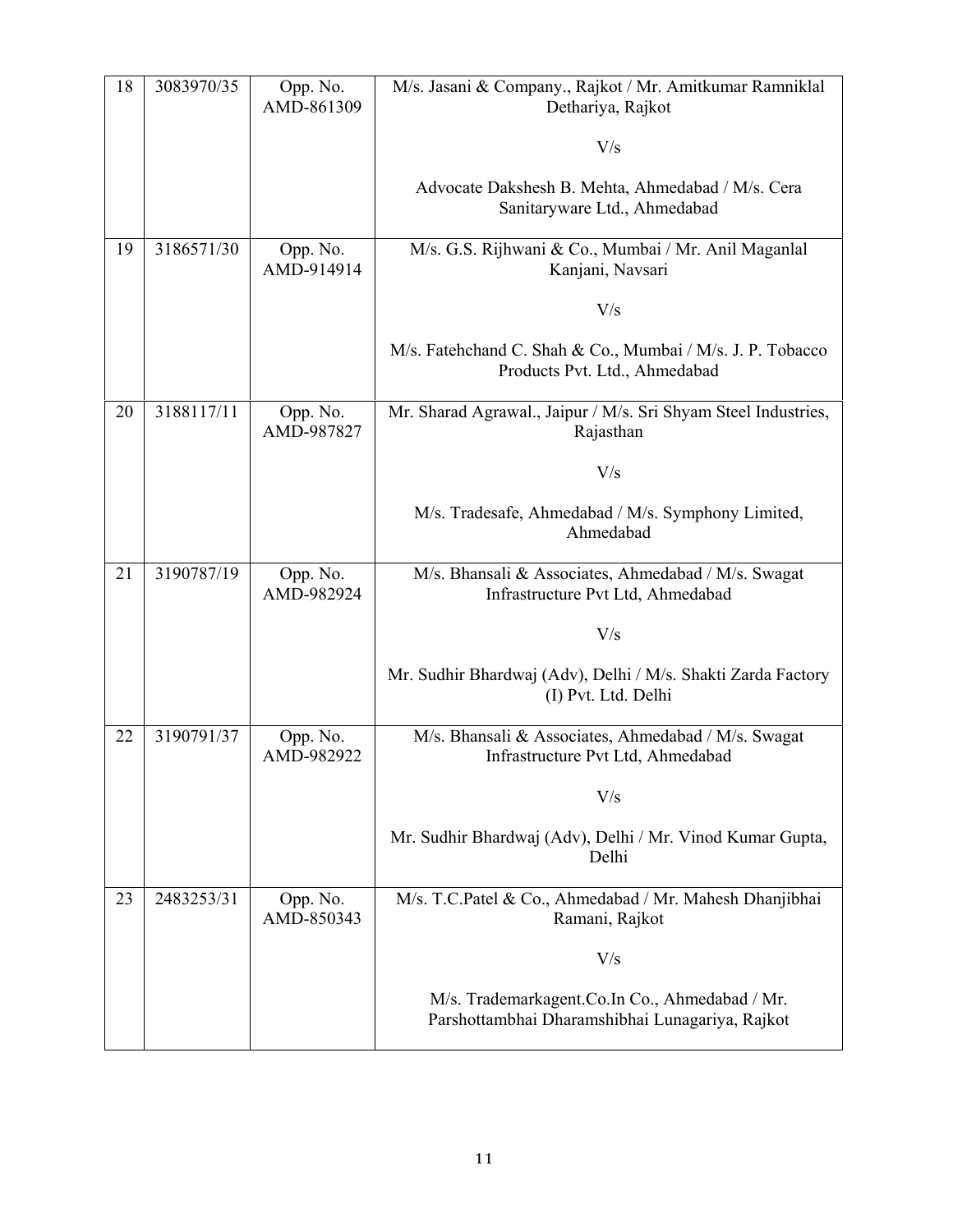| 18 | 3083970/35 | Opp. No. AMD-861309 | M/s. Jasani & Company., Rajkot / Mr. Amitkumar Ramniklal Dethariya, Rajkot<br><br>V/s<br><br>Advocate Dakshesh B. Mehta, Ahmedabad / M/s. Cera Sanitaryware Ltd., Ahmedabad |
|---|---|---|---|
| 19 | 3186571/30 | Opp. No. AMD-914914 | M/s. G.S. Rijhwani & Co., Mumbai / Mr. Anil Maganlal Kanjani, Navsari<br><br>V/s<br><br>M/s. Fatehchand C. Shah & Co., Mumbai / M/s. J. P. Tobacco Products Pvt. Ltd., Ahmedabad |
| 20 | 3188117/11 | Opp. No. AMD-987827 | Mr. Sharad Agrawal., Jaipur / M/s. Sri Shyam Steel Industries, Rajasthan<br><br>V/s<br><br>M/s. Tradesafe, Ahmedabad / M/s. Symphony Limited, Ahmedabad |
| 21 | 3190787/19 | Opp. No. AMD-982924 | M/s. Bhansali & Associates, Ahmedabad / M/s. Swagat Infrastructure Pvt Ltd, Ahmedabad<br><br>V/s<br><br>Mr. Sudhir Bhardwaj (Adv), Delhi / M/s. Shakti Zarda Factory (I) Pvt. Ltd. Delhi |
| 22 | 3190791/37 | Opp. No. AMD-982922 | M/s. Bhansali & Associates, Ahmedabad / M/s. Swagat Infrastructure Pvt Ltd, Ahmedabad<br><br>V/s<br><br>Mr. Sudhir Bhardwaj (Adv), Delhi / Mr. Vinod Kumar Gupta, Delhi |
| 23 | 2483253/31 | Opp. No. AMD-850343 | M/s. T.C.Patel & Co., Ahmedabad / Mr. Mahesh Dhanjibhai Ramani, Rajkot<br><br>V/s<br><br>M/s. Trademarkagent.Co.In Co., Ahmedabad / Mr. Parshottambhai Dharamshibhai Lunagariya, Rajkot |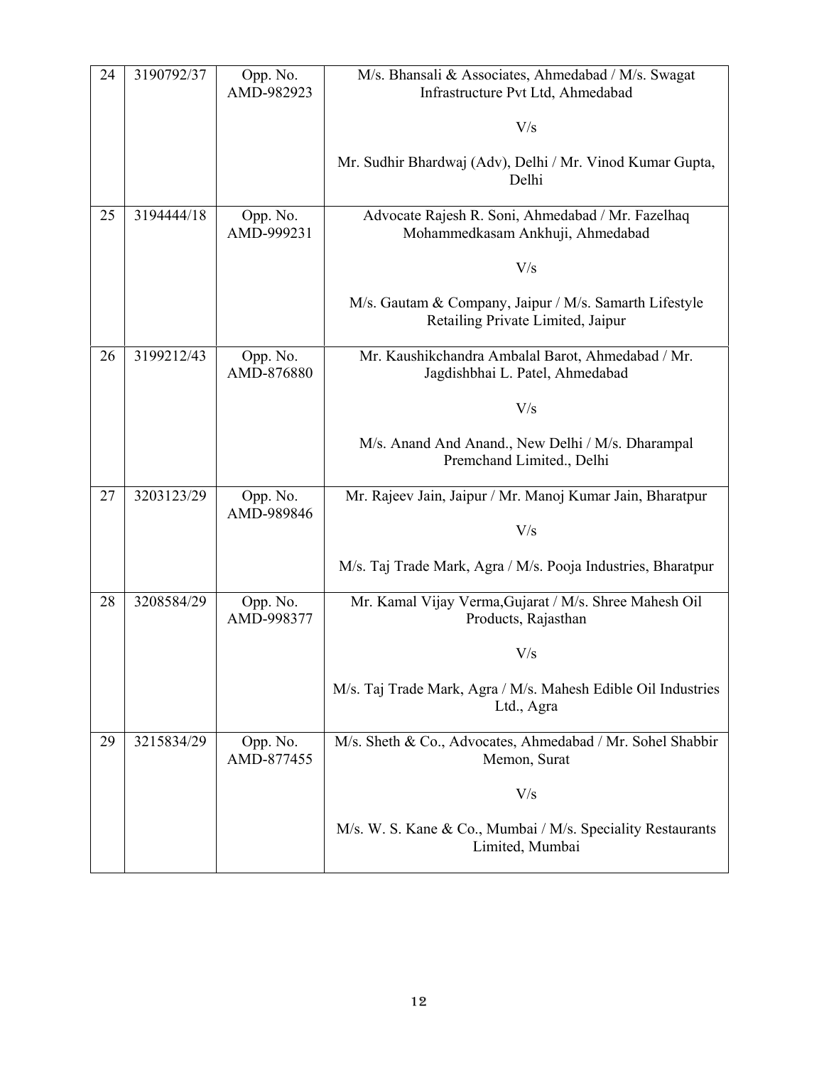| | | | |
|---|---|---|---|
| 24 | 3190792/37 | Opp. No. AMD-982923 | M/s. Bhansali & Associates, Ahmedabad / M/s. Swagat Infrastructure Pvt Ltd, Ahmedabad<br><br>V/s<br><br>Mr. Sudhir Bhardwaj (Adv), Delhi / Mr. Vinod Kumar Gupta, Delhi |
| 25 | 3194444/18 | Opp. No. AMD-999231 | Advocate Rajesh R. Soni, Ahmedabad / Mr. Fazelhaq Mohammedkasam Ankhuji, Ahmedabad<br><br>V/s<br><br>M/s. Gautam & Company, Jaipur / M/s. Samarth Lifestyle Retailing Private Limited, Jaipur |
| 26 | 3199212/43 | Opp. No. AMD-876880 | Mr. Kaushikchandra Ambalal Barot, Ahmedabad / Mr. Jagdishbhai L. Patel, Ahmedabad<br><br>V/s<br><br>M/s. Anand And Anand., New Delhi / M/s. Dharampal Premchand Limited., Delhi |
| 27 | 3203123/29 | Opp. No. AMD-989846 | Mr. Rajeev Jain, Jaipur / Mr. Manoj Kumar Jain, Bharatpur<br><br>V/s<br><br>M/s. Taj Trade Mark, Agra / M/s. Pooja Industries, Bharatpur |
| 28 | 3208584/29 | Opp. No. AMD-998377 | Mr. Kamal Vijay Verma,Gujarat / M/s. Shree Mahesh Oil Products, Rajasthan<br><br>V/s<br><br>M/s. Taj Trade Mark, Agra / M/s. Mahesh Edible Oil Industries Ltd., Agra |
| 29 | 3215834/29 | Opp. No. AMD-877455 | M/s. Sheth & Co., Advocates, Ahmedabad / Mr. Sohel Shabbir Memon, Surat<br><br>V/s<br><br>M/s. W. S. Kane & Co., Mumbai / M/s. Speciality Restaurants Limited, Mumbai |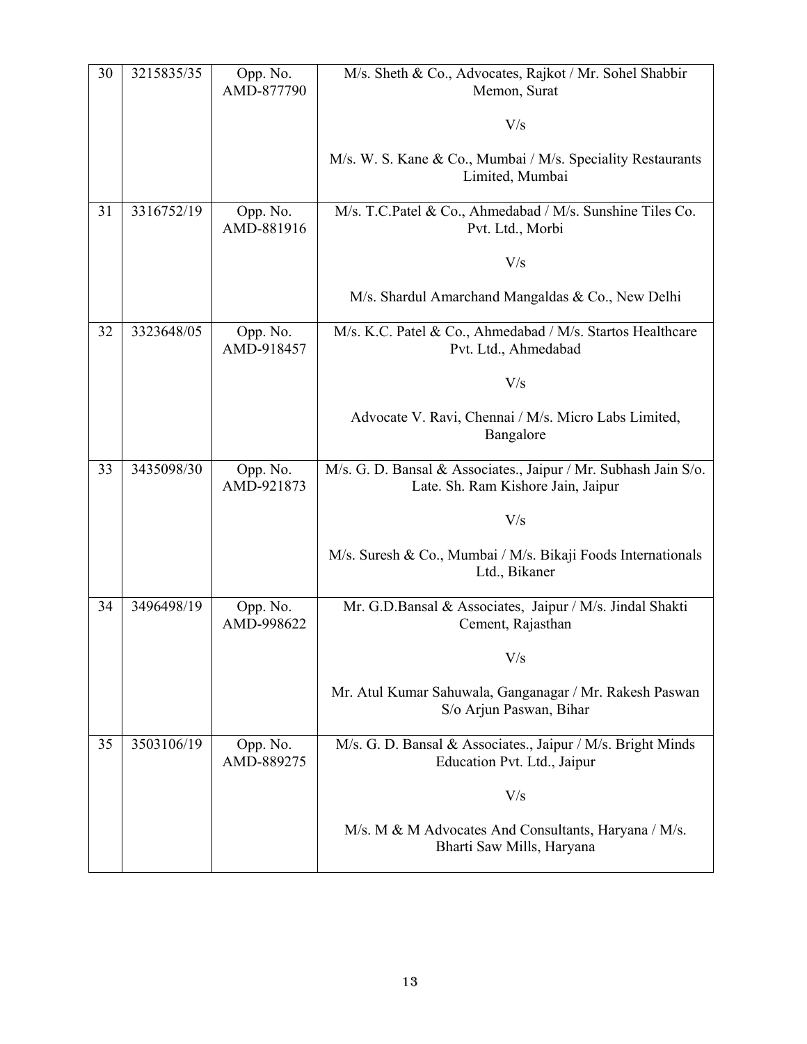| 30 | 3215835/35 | Opp. No. AMD-877790 | M/s. Sheth & Co., Advocates, Rajkot / Mr. Sohel Shabbir Memon, Surat<br><br>V/s<br><br>M/s. W. S. Kane & Co., Mumbai / M/s. Speciality Restaurants Limited, Mumbai |
|---|---|---|---|
| 31 | 3316752/19 | Opp. No. AMD-881916 | M/s. T.C.Patel & Co., Ahmedabad / M/s. Sunshine Tiles Co. Pvt. Ltd., Morbi<br><br>V/s<br><br>M/s. Shardul Amarchand Mangaldas & Co., New Delhi |
| 32 | 3323648/05 | Opp. No. AMD-918457 | M/s. K.C. Patel & Co., Ahmedabad / M/s. Startos Healthcare Pvt. Ltd., Ahmedabad<br><br>V/s<br><br>Advocate V. Ravi, Chennai / M/s. Micro Labs Limited, Bangalore |
| 33 | 3435098/30 | Opp. No. AMD-921873 | M/s. G. D. Bansal & Associates., Jaipur / Mr. Subhash Jain S/o. Late. Sh. Ram Kishore Jain, Jaipur<br><br>V/s<br><br>M/s. Suresh & Co., Mumbai / M/s. Bikaji Foods Internationals Ltd., Bikaner |
| 34 | 3496498/19 | Opp. No. AMD-998622 | Mr. G.D.Bansal & Associates, Jaipur / M/s. Jindal Shakti Cement, Rajasthan<br><br>V/s<br><br>Mr. Atul Kumar Sahuwala, Ganganagar / Mr. Rakesh Paswan S/o Arjun Paswan, Bihar |
| 35 | 3503106/19 | Opp. No. AMD-889275 | M/s. G. D. Bansal & Associates., Jaipur / M/s. Bright Minds Education Pvt. Ltd., Jaipur<br><br>V/s<br><br>M/s. M & M Advocates And Consultants, Haryana / M/s. Bharti Saw Mills, Haryana |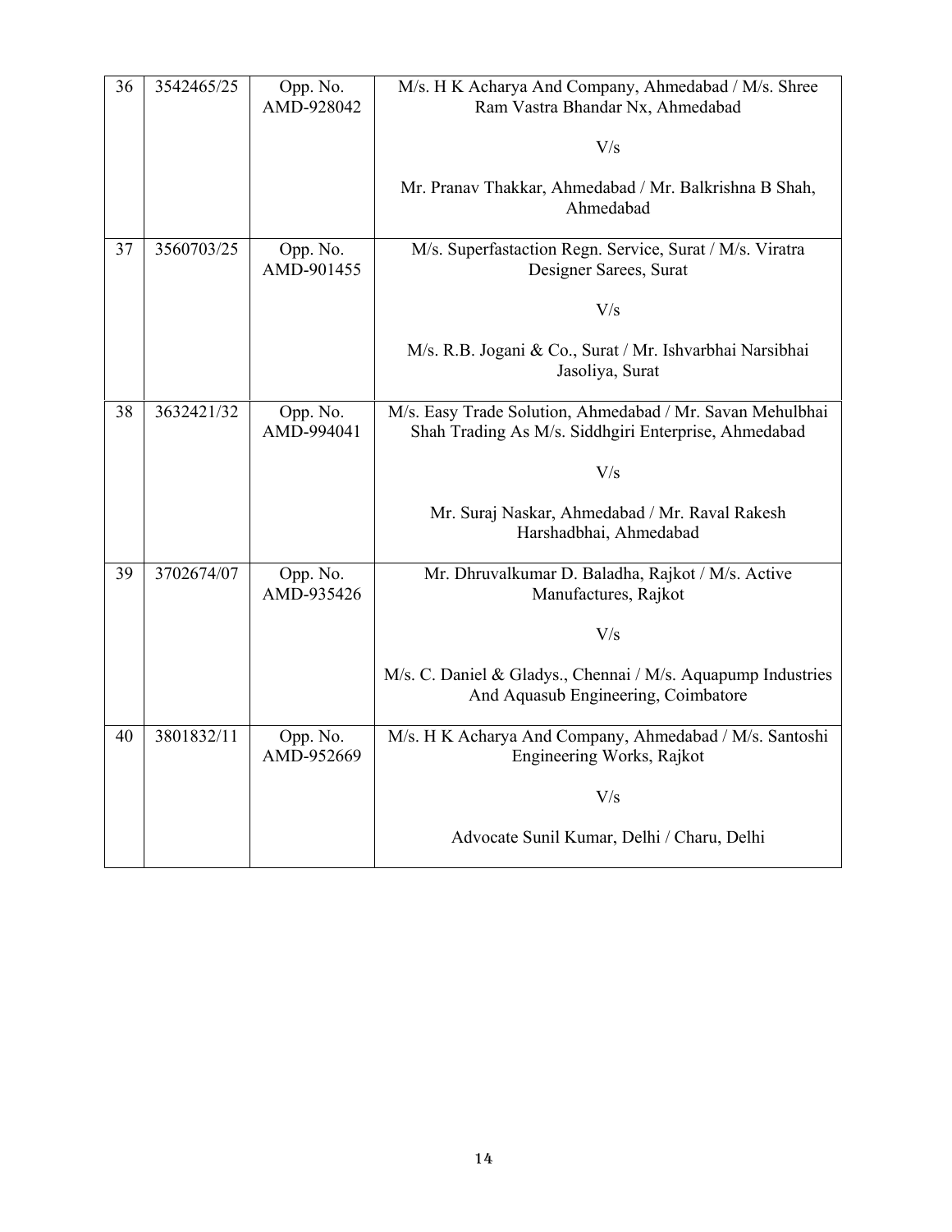| 36 | 3542465/25 | Opp. No. AMD-928042 | M/s. H K Acharya And Company, Ahmedabad / M/s. Shree Ram Vastra Bhandar Nx, Ahmedabad<br><br>V/s<br><br>Mr. Pranav Thakkar, Ahmedabad / Mr. Balkrishna B Shah, Ahmedabad |
|---|---|---|---|
| 37 | 3560703/25 | Opp. No. AMD-901455 | M/s. Superfastaction Regn. Service, Surat / M/s. Viratra Designer Sarees, Surat<br><br>V/s<br><br>M/s. R.B. Jogani & Co., Surat / Mr. Ishvarbhai Narsibhai Jasoliya, Surat |
| 38 | 3632421/32 | Opp. No. AMD-994041 | M/s. Easy Trade Solution, Ahmedabad / Mr. Savan Mehulbhai Shah Trading As M/s. Siddhgiri Enterprise, Ahmedabad<br><br>V/s<br><br>Mr. Suraj Naskar, Ahmedabad / Mr. Raval Rakesh Harshadbhai, Ahmedabad |
| 39 | 3702674/07 | Opp. No. AMD-935426 | Mr. Dhruvalkumar D. Baladha, Rajkot / M/s. Active Manufactures, Rajkot<br><br>V/s<br><br>M/s. C. Daniel & Gladys., Chennai / M/s. Aquapump Industries And Aquasub Engineering, Coimbatore |
| 40 | 3801832/11 | Opp. No. AMD-952669 | M/s. H K Acharya And Company, Ahmedabad / M/s. Santoshi Engineering Works, Rajkot<br><br>V/s<br><br>Advocate Sunil Kumar, Delhi / Charu, Delhi |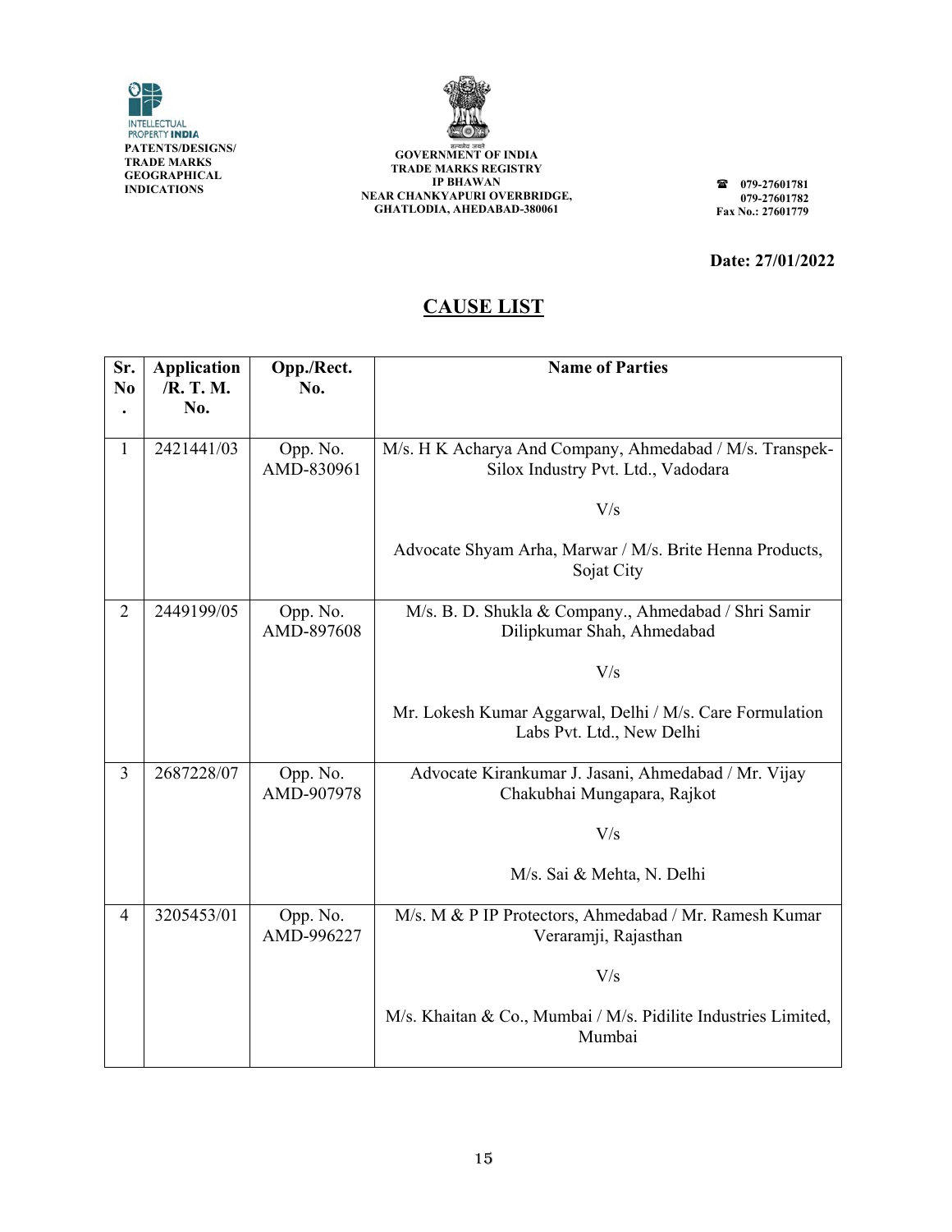INTELLECTUAL PROPERTY INDIA
**PATENTS/DESIGNS/ TRADE MARKS GEOGRAPHICAL INDICATIONS**

**GOVERNMENT OF INDIA**
**TRADE MARKS REGISTRY**
**IP BHAWAN**
**NEAR CHANKYAPURI OVERBRIDGE,**
**GHATLODIA, AHEDABAD-380061**

**079-27601781**
**079-27601782**
**Fax No.: 27601779**

**Date: 27/01/2022**

## CAUSE LIST

| Sr. No. | Application /R. T. M. No. | Opp./Rect. No. | Name of Parties |
|---|---|---|---|
| 1 | 2421441/03 | Opp. No. AMD-830961 | M/s. H K Acharya And Company, Ahmedabad / M/s. Transpek-Silox Industry Pvt. Ltd., Vadodara<br><br>V/s<br><br>Advocate Shyam Arha, Marwar / M/s. Brite Henna Products, Sojat City |
| 2 | 2449199/05 | Opp. No. AMD-897608 | M/s. B. D. Shukla & Company., Ahmedabad / Shri Samir Dilipkumar Shah, Ahmedabad<br><br>V/s<br><br>Mr. Lokesh Kumar Aggarwal, Delhi / M/s. Care Formulation Labs Pvt. Ltd., New Delhi |
| 3 | 2687228/07 | Opp. No. AMD-907978 | Advocate Kirankumar J. Jasani, Ahmedabad / Mr. Vijay Chakubhai Mungapara, Rajkot<br><br>V/s<br><br>M/s. Sai & Mehta, N. Delhi |
| 4 | 3205453/01 | Opp. No. AMD-996227 | M/s. M & P IP Protectors, Ahmedabad / Mr. Ramesh Kumar Veraramji, Rajasthan<br><br>V/s<br><br>M/s. Khaitan & Co., Mumbai / M/s. Pidilite Industries Limited, Mumbai |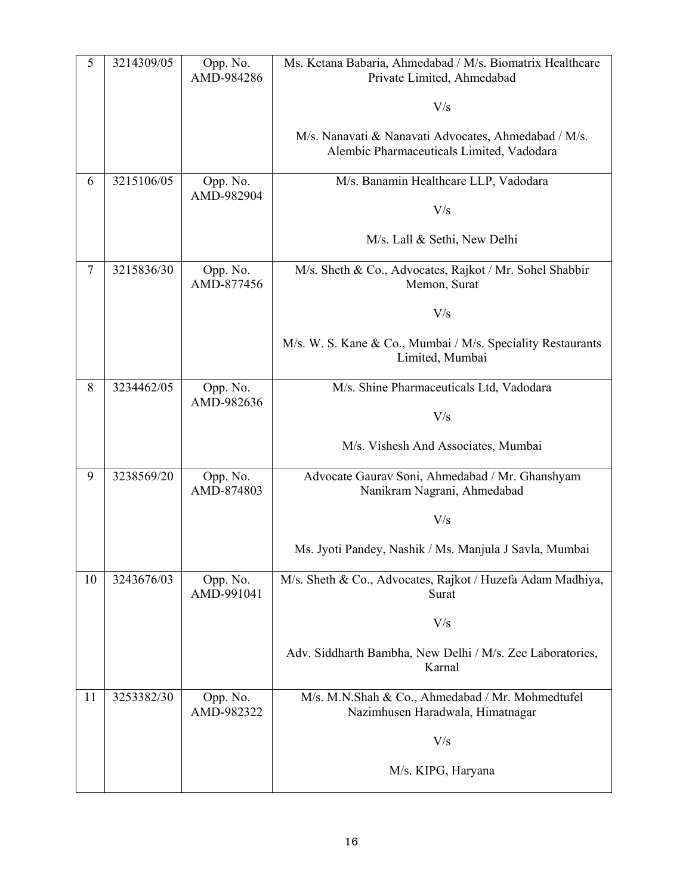| 5 | 3214309/05 | Opp. No. AMD-984286 | Ms. Ketana Babaria, Ahmedabad / M/s. Biomatrix Healthcare Private Limited, Ahmedabad<br><br>V/s<br><br>M/s. Nanavati & Nanavati Advocates, Ahmedabad / M/s. Alembic Pharmaceuticals Limited, Vadodara |
|---|---|---|---|
| 6 | 3215106/05 | Opp. No. AMD-982904 | M/s. Banamin Healthcare LLP, Vadodara<br><br>V/s<br><br>M/s. Lall & Sethi, New Delhi |
| 7 | 3215836/30 | Opp. No. AMD-877456 | M/s. Sheth & Co., Advocates, Rajkot / Mr. Sohel Shabbir Memon, Surat<br><br>V/s<br><br>M/s. W. S. Kane & Co., Mumbai / M/s. Speciality Restaurants Limited, Mumbai |
| 8 | 3234462/05 | Opp. No. AMD-982636 | M/s. Shine Pharmaceuticals Ltd, Vadodara<br><br>V/s<br><br>M/s. Vishesh And Associates, Mumbai |
| 9 | 3238569/20 | Opp. No. AMD-874803 | Advocate Gaurav Soni, Ahmedabad / Mr. Ghanshyam Nanikram Nagrani, Ahmedabad<br><br>V/s<br><br>Ms. Jyoti Pandey, Nashik / Ms. Manjula J Savla, Mumbai |
| 10 | 3243676/03 | Opp. No. AMD-991041 | M/s. Sheth & Co., Advocates, Rajkot / Huzefa Adam Madhiya, Surat<br><br>V/s<br><br>Adv. Siddharth Bambha, New Delhi / M/s. Zee Laboratories, Karnal |
| 11 | 3253382/30 | Opp. No. AMD-982322 | M/s. M.N.Shah & Co., Ahmedabad / Mr. Mohmedtufel Nazimhusen Haradwala, Himatnagar<br><br>V/s<br><br>M/s. KIPG, Haryana |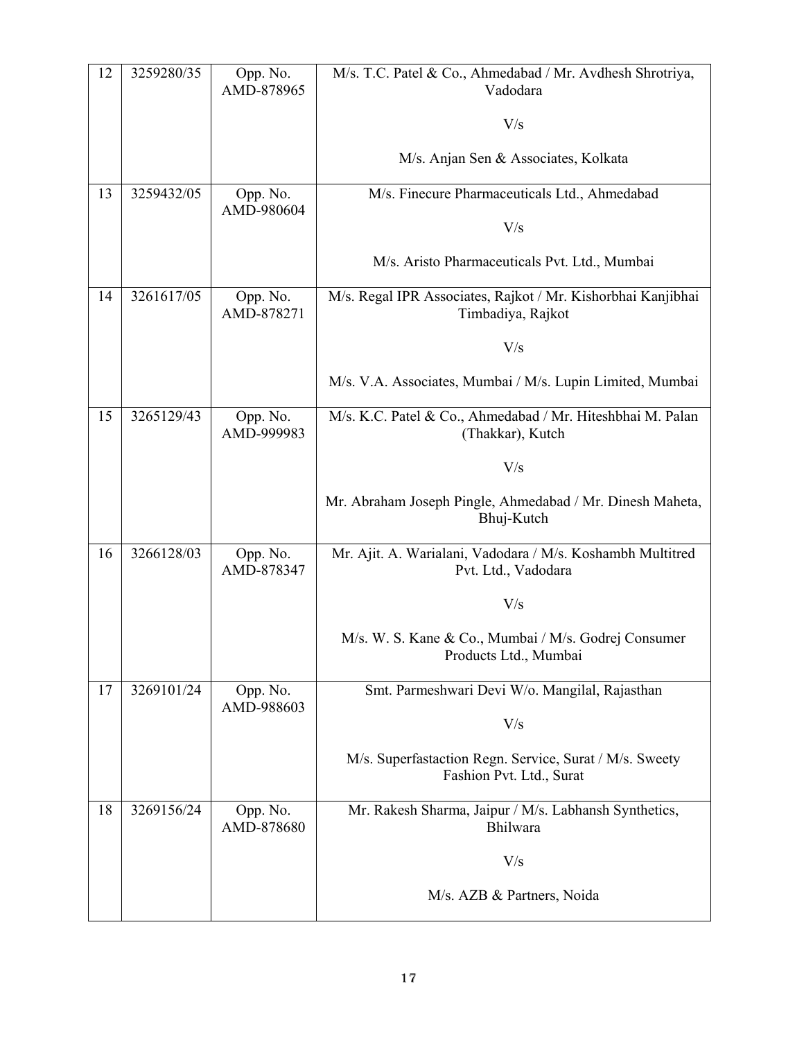| 12 | 3259280/35 | Opp. No. AMD-878965 | M/s. T.C. Patel & Co., Ahmedabad / Mr. Avdhesh Shrotriya, Vadodara<br><br>V/s<br><br>M/s. Anjan Sen & Associates, Kolkata |
|---|---|---|---|
| 13 | 3259432/05 | Opp. No. AMD-980604 | M/s. Finecure Pharmaceuticals Ltd., Ahmedabad<br><br>V/s<br><br>M/s. Aristo Pharmaceuticals Pvt. Ltd., Mumbai |
| 14 | 3261617/05 | Opp. No. AMD-878271 | M/s. Regal IPR Associates, Rajkot / Mr. Kishorbhai Kanjibhai Timbadiya, Rajkot<br><br>V/s<br><br>M/s. V.A. Associates, Mumbai / M/s. Lupin Limited, Mumbai |
| 15 | 3265129/43 | Opp. No. AMD-999983 | M/s. K.C. Patel & Co., Ahmedabad / Mr. Hiteshbhai M. Palan (Thakkar), Kutch<br><br>V/s<br><br>Mr. Abraham Joseph Pingle, Ahmedabad / Mr. Dinesh Maheta, Bhuj-Kutch |
| 16 | 3266128/03 | Opp. No. AMD-878347 | Mr. Ajit. A. Warialani, Vadodara / M/s. Koshambh Multitred Pvt. Ltd., Vadodara<br><br>V/s<br><br>M/s. W. S. Kane & Co., Mumbai / M/s. Godrej Consumer Products Ltd., Mumbai |
| 17 | 3269101/24 | Opp. No. AMD-988603 | Smt. Parmeshwari Devi W/o. Mangilal, Rajasthan<br><br>V/s<br><br>M/s. Superfastaction Regn. Service, Surat / M/s. Sweety Fashion Pvt. Ltd., Surat |
| 18 | 3269156/24 | Opp. No. AMD-878680 | Mr. Rakesh Sharma, Jaipur / M/s. Labhansh Synthetics, Bhilwara<br><br>V/s<br><br>M/s. AZB & Partners, Noida |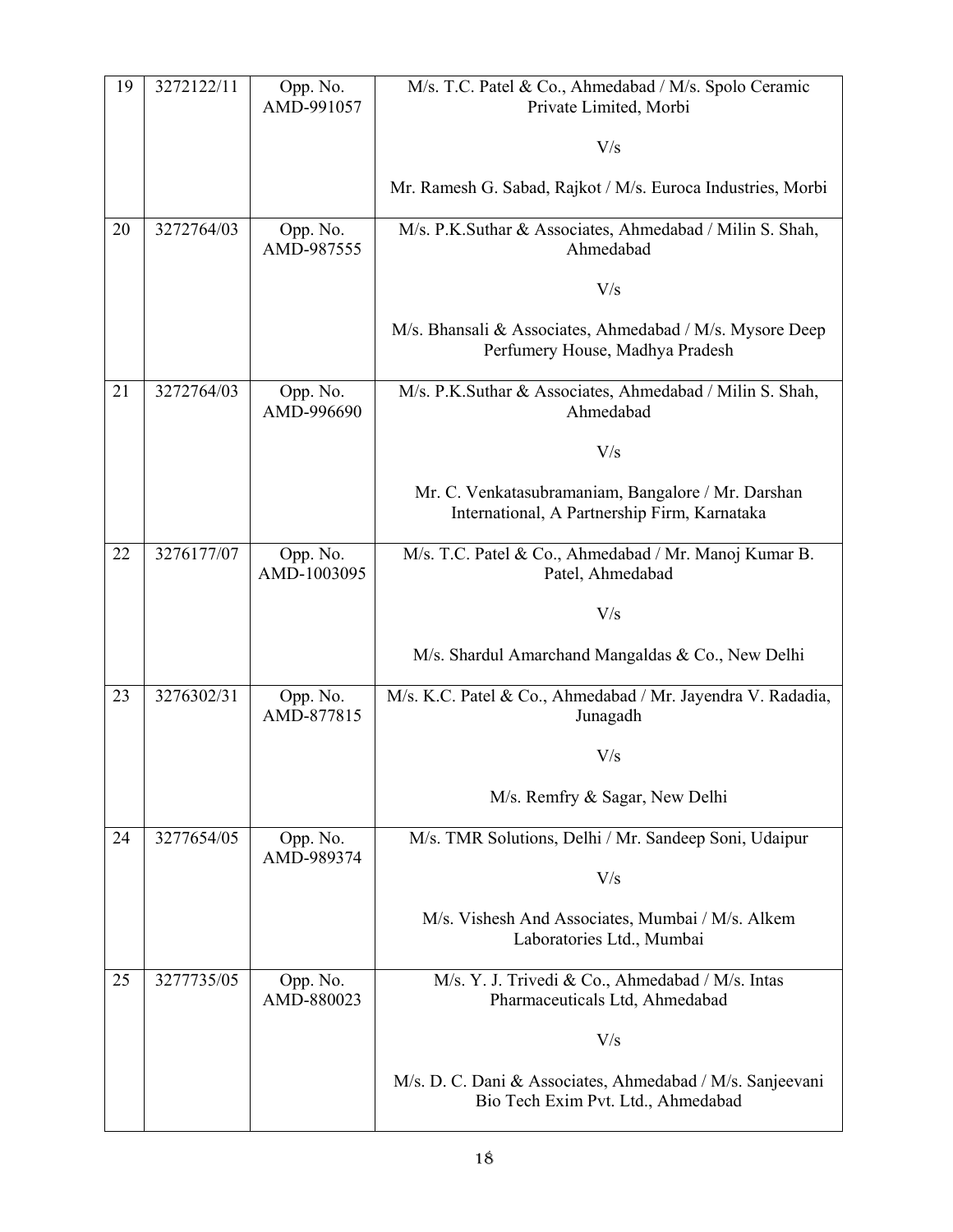| 19 | 3272122/11 | Opp. No. AMD-991057 | M/s. T.C. Patel & Co., Ahmedabad / M/s. Spolo Ceramic Private Limited, Morbi<br><br>V/s<br><br>Mr. Ramesh G. Sabad, Rajkot / M/s. Euroca Industries, Morbi |
|---|---|---|---|
| 20 | 3272764/03 | Opp. No. AMD-987555 | M/s. P.K.Suthar & Associates, Ahmedabad / Milin S. Shah, Ahmedabad<br><br>V/s<br><br>M/s. Bhansali & Associates, Ahmedabad / M/s. Mysore Deep Perfumery House, Madhya Pradesh |
| 21 | 3272764/03 | Opp. No. AMD-996690 | M/s. P.K.Suthar & Associates, Ahmedabad / Milin S. Shah, Ahmedabad<br><br>V/s<br><br>Mr. C. Venkatasubramaniam, Bangalore / Mr. Darshan International, A Partnership Firm, Karnataka |
| 22 | 3276177/07 | Opp. No. AMD-1003095 | M/s. T.C. Patel & Co., Ahmedabad / Mr. Manoj Kumar B. Patel, Ahmedabad<br><br>V/s<br><br>M/s. Shardul Amarchand Mangaldas & Co., New Delhi |
| 23 | 3276302/31 | Opp. No. AMD-877815 | M/s. K.C. Patel & Co., Ahmedabad / Mr. Jayendra V. Radadia, Junagadh<br><br>V/s<br><br>M/s. Remfry & Sagar, New Delhi |
| 24 | 3277654/05 | Opp. No. AMD-989374 | M/s. TMR Solutions, Delhi / Mr. Sandeep Soni, Udaipur<br><br>V/s<br><br>M/s. Vishesh And Associates, Mumbai / M/s. Alkem Laboratories Ltd., Mumbai |
| 25 | 3277735/05 | Opp. No. AMD-880023 | M/s. Y. J. Trivedi & Co., Ahmedabad / M/s. Intas Pharmaceuticals Ltd, Ahmedabad<br><br>V/s<br><br>M/s. D. C. Dani & Associates, Ahmedabad / M/s. Sanjeevani Bio Tech Exim Pvt. Ltd., Ahmedabad |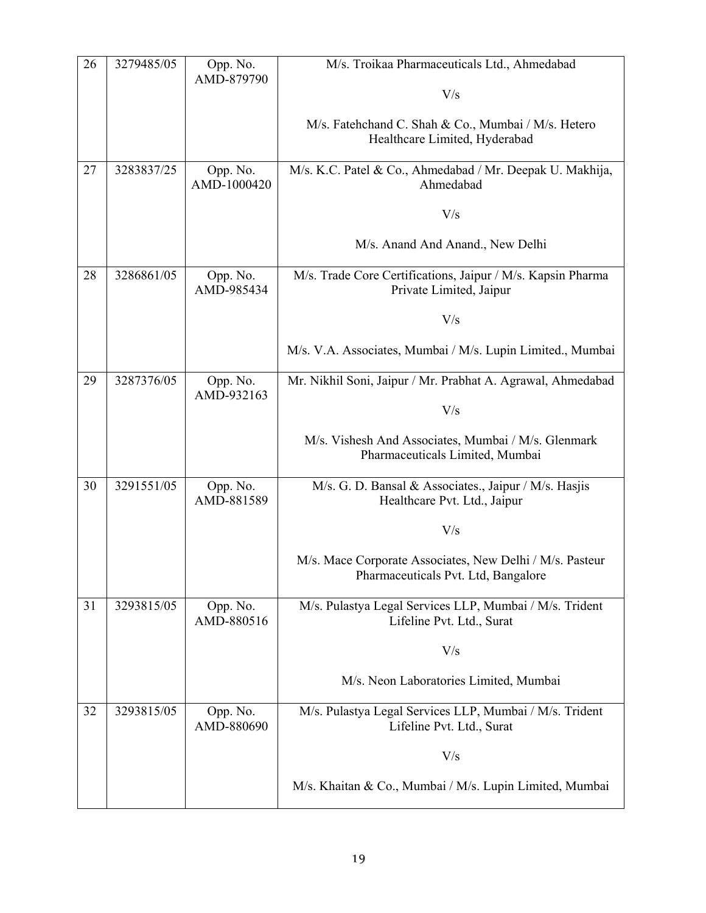| 26 | 3279485/05 | Opp. No. AMD-879790 | M/s. Troikaa Pharmaceuticals Ltd., Ahmedabad<br><br>V/s<br><br>M/s. Fatehchand C. Shah & Co., Mumbai / M/s. Hetero Healthcare Limited, Hyderabad |
|---|---|---|---|
| 27 | 3283837/25 | Opp. No. AMD-1000420 | M/s. K.C. Patel & Co., Ahmedabad / Mr. Deepak U. Makhija, Ahmedabad<br><br>V/s<br><br>M/s. Anand And Anand., New Delhi |
| 28 | 3286861/05 | Opp. No. AMD-985434 | M/s. Trade Core Certifications, Jaipur / M/s. Kapsin Pharma Private Limited, Jaipur<br><br>V/s<br><br>M/s. V.A. Associates, Mumbai / M/s. Lupin Limited., Mumbai |
| 29 | 3287376/05 | Opp. No. AMD-932163 | Mr. Nikhil Soni, Jaipur / Mr. Prabhat A. Agrawal, Ahmedabad<br><br>V/s<br><br>M/s. Vishesh And Associates, Mumbai / M/s. Glenmark Pharmaceuticals Limited, Mumbai |
| 30 | 3291551/05 | Opp. No. AMD-881589 | M/s. G. D. Bansal & Associates., Jaipur / M/s. Hasjis Healthcare Pvt. Ltd., Jaipur<br><br>V/s<br><br>M/s. Mace Corporate Associates, New Delhi / M/s. Pasteur Pharmaceuticals Pvt. Ltd, Bangalore |
| 31 | 3293815/05 | Opp. No. AMD-880516 | M/s. Pulastya Legal Services LLP, Mumbai / M/s. Trident Lifeline Pvt. Ltd., Surat<br><br>V/s<br><br>M/s. Neon Laboratories Limited, Mumbai |
| 32 | 3293815/05 | Opp. No. AMD-880690 | M/s. Pulastya Legal Services LLP, Mumbai / M/s. Trident Lifeline Pvt. Ltd., Surat<br><br>V/s<br><br>M/s. Khaitan & Co., Mumbai / M/s. Lupin Limited, Mumbai |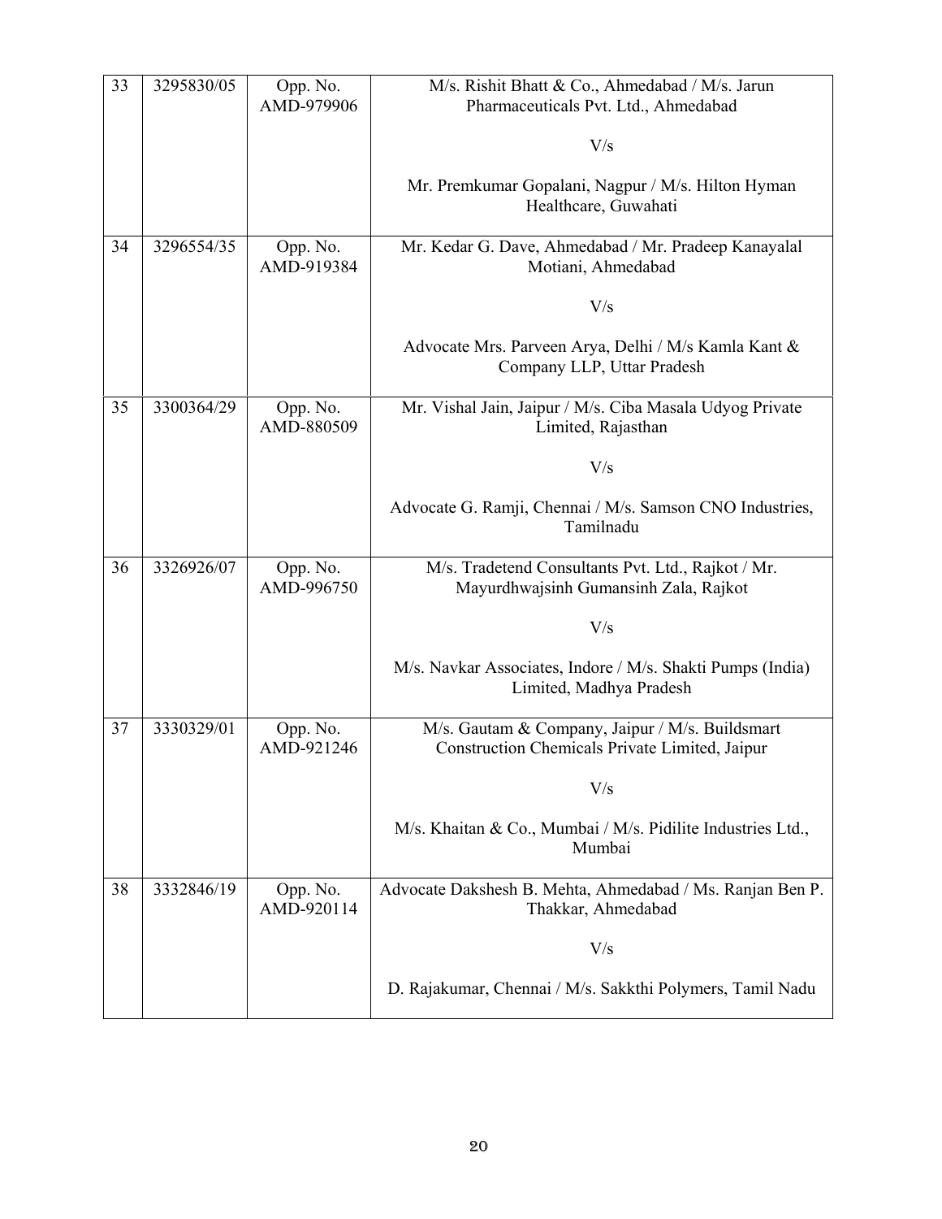| | | | |
|---|---|---|---|
| 33 | 3295830/05 | Opp. No. AMD-979906 | M/s. Rishit Bhatt & Co., Ahmedabad / M/s. Jarun Pharmaceuticals Pvt. Ltd., Ahmedabad<br><br>V/s<br><br>Mr. Premkumar Gopalani, Nagpur / M/s. Hilton Hyman Healthcare, Guwahati |
| 34 | 3296554/35 | Opp. No. AMD-919384 | Mr. Kedar G. Dave, Ahmedabad / Mr. Pradeep Kanayalal Motiani, Ahmedabad<br><br>V/s<br><br>Advocate Mrs. Parveen Arya, Delhi / M/s Kamla Kant & Company LLP, Uttar Pradesh |
| 35 | 3300364/29 | Opp. No. AMD-880509 | Mr. Vishal Jain, Jaipur / M/s. Ciba Masala Udyog Private Limited, Rajasthan<br><br>V/s<br><br>Advocate G. Ramji, Chennai / M/s. Samson CNO Industries, Tamilnadu |
| 36 | 3326926/07 | Opp. No. AMD-996750 | M/s. Tradetend Consultants Pvt. Ltd., Rajkot / Mr. Mayurdhwajsinh Gumansinh Zala, Rajkot<br><br>V/s<br><br>M/s. Navkar Associates, Indore / M/s. Shakti Pumps (India) Limited, Madhya Pradesh |
| 37 | 3330329/01 | Opp. No. AMD-921246 | M/s. Gautam & Company, Jaipur / M/s. Buildsmart Construction Chemicals Private Limited, Jaipur<br><br>V/s<br><br>M/s. Khaitan & Co., Mumbai / M/s. Pidilite Industries Ltd., Mumbai |
| 38 | 3332846/19 | Opp. No. AMD-920114 | Advocate Dakshesh B. Mehta, Ahmedabad / Ms. Ranjan Ben P. Thakkar, Ahmedabad<br><br>V/s<br><br>D. Rajakumar, Chennai / M/s. Sakkthi Polymers, Tamil Nadu |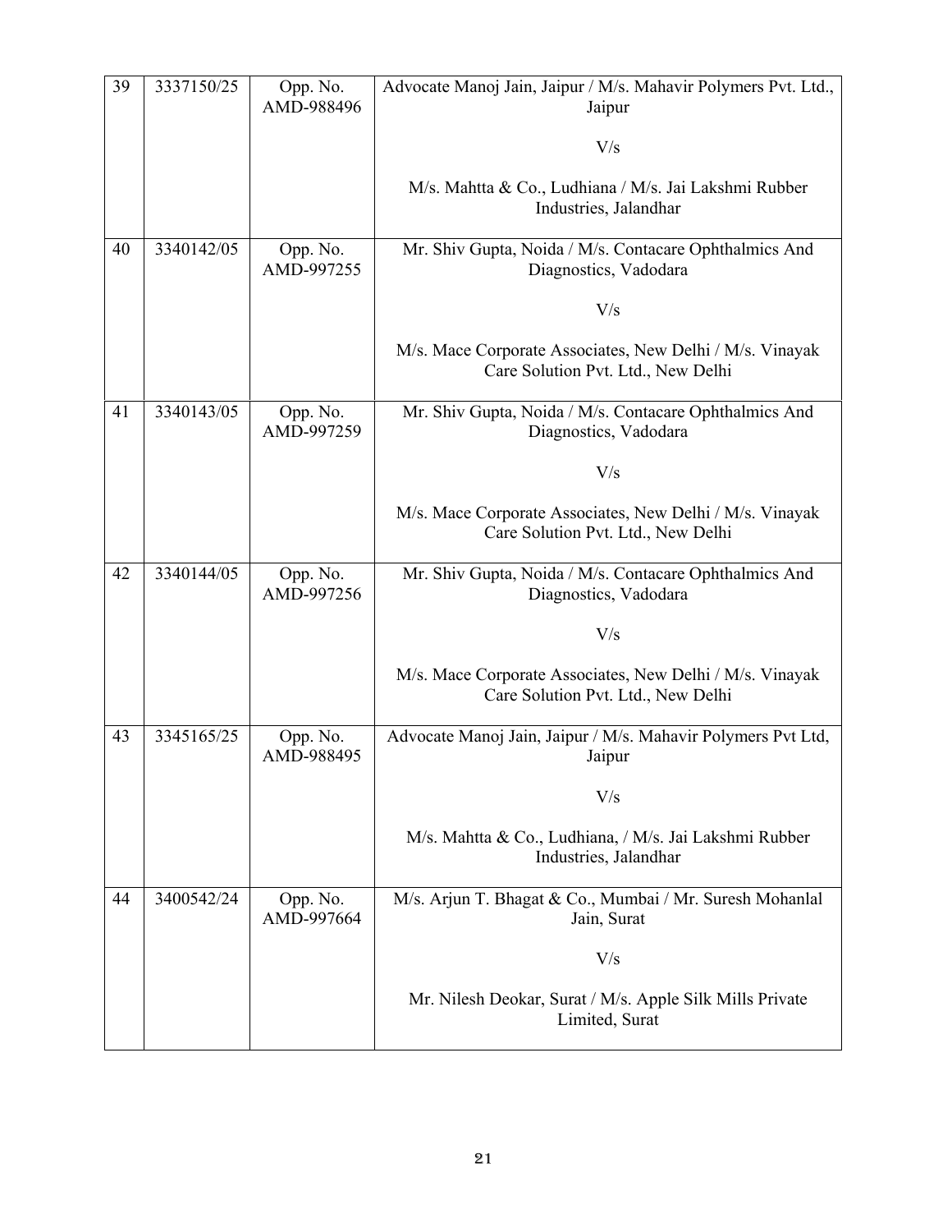| | | | |
|---|---|---|---|
| 39 | 3337150/25 | Opp. No. AMD-988496 | Advocate Manoj Jain, Jaipur / M/s. Mahavir Polymers Pvt. Ltd., Jaipur<br><br>V/s<br><br>M/s. Mahtta & Co., Ludhiana / M/s. Jai Lakshmi Rubber Industries, Jalandhar |
| 40 | 3340142/05 | Opp. No. AMD-997255 | Mr. Shiv Gupta, Noida / M/s. Contacare Ophthalmics And Diagnostics, Vadodara<br><br>V/s<br><br>M/s. Mace Corporate Associates, New Delhi / M/s. Vinayak Care Solution Pvt. Ltd., New Delhi |
| 41 | 3340143/05 | Opp. No. AMD-997259 | Mr. Shiv Gupta, Noida / M/s. Contacare Ophthalmics And Diagnostics, Vadodara<br><br>V/s<br><br>M/s. Mace Corporate Associates, New Delhi / M/s. Vinayak Care Solution Pvt. Ltd., New Delhi |
| 42 | 3340144/05 | Opp. No. AMD-997256 | Mr. Shiv Gupta, Noida / M/s. Contacare Ophthalmics And Diagnostics, Vadodara<br><br>V/s<br><br>M/s. Mace Corporate Associates, New Delhi / M/s. Vinayak Care Solution Pvt. Ltd., New Delhi |
| 43 | 3345165/25 | Opp. No. AMD-988495 | Advocate Manoj Jain, Jaipur / M/s. Mahavir Polymers Pvt Ltd, Jaipur<br><br>V/s<br><br>M/s. Mahtta & Co., Ludhiana, / M/s. Jai Lakshmi Rubber Industries, Jalandhar |
| 44 | 3400542/24 | Opp. No. AMD-997664 | M/s. Arjun T. Bhagat & Co., Mumbai / Mr. Suresh Mohanlal Jain, Surat<br><br>V/s<br><br>Mr. Nilesh Deokar, Surat / M/s. Apple Silk Mills Private Limited, Surat |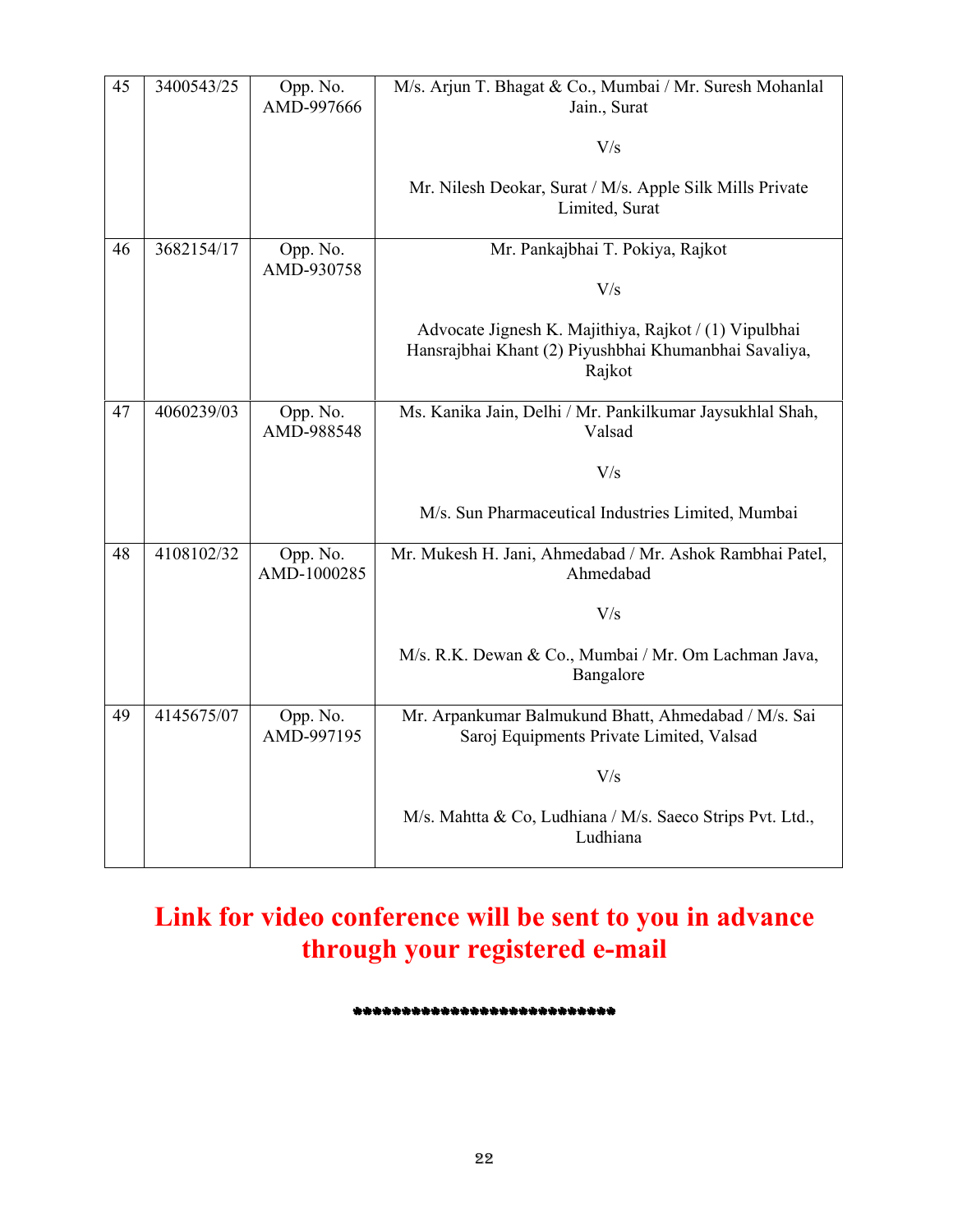| | | | |
|---|---|---|---|
| 45 | 3400543/25 | Opp. No. AMD-997666 | M/s. Arjun T. Bhagat & Co., Mumbai / Mr. Suresh Mohanlal Jain., Surat<br><br>V/s<br><br>Mr. Nilesh Deokar, Surat / M/s. Apple Silk Mills Private Limited, Surat |
| 46 | 3682154/17 | Opp. No. AMD-930758 | Mr. Pankajbhai T. Pokiya, Rajkot<br><br>V/s<br><br>Advocate Jignesh K. Majithiya, Rajkot / (1) Vipulbhai Hansrajbhai Khant (2) Piyushbhai Khumanbhai Savaliya, Rajkot |
| 47 | 4060239/03 | Opp. No. AMD-988548 | Ms. Kanika Jain, Delhi / Mr. Pankilkumar Jaysukhlal Shah, Valsad<br><br>V/s<br><br>M/s. Sun Pharmaceutical Industries Limited, Mumbai |
| 48 | 4108102/32 | Opp. No. AMD-1000285 | Mr. Mukesh H. Jani, Ahmedabad / Mr. Ashok Rambhai Patel, Ahmedabad<br><br>V/s<br><br>M/s. R.K. Dewan & Co., Mumbai / Mr. Om Lachman Java, Bangalore |
| 49 | 4145675/07 | Opp. No. AMD-997195 | Mr. Arpankumar Balmukund Bhatt, Ahmedabad / M/s. Sai Saroj Equipments Private Limited, Valsad<br><br>V/s<br><br>M/s. Mahtta & Co, Ludhiana / M/s. Saeco Strips Pvt. Ltd., Ludhiana |

**Link for video conference will be sent to you in advance through your registered e-mail**

****************************